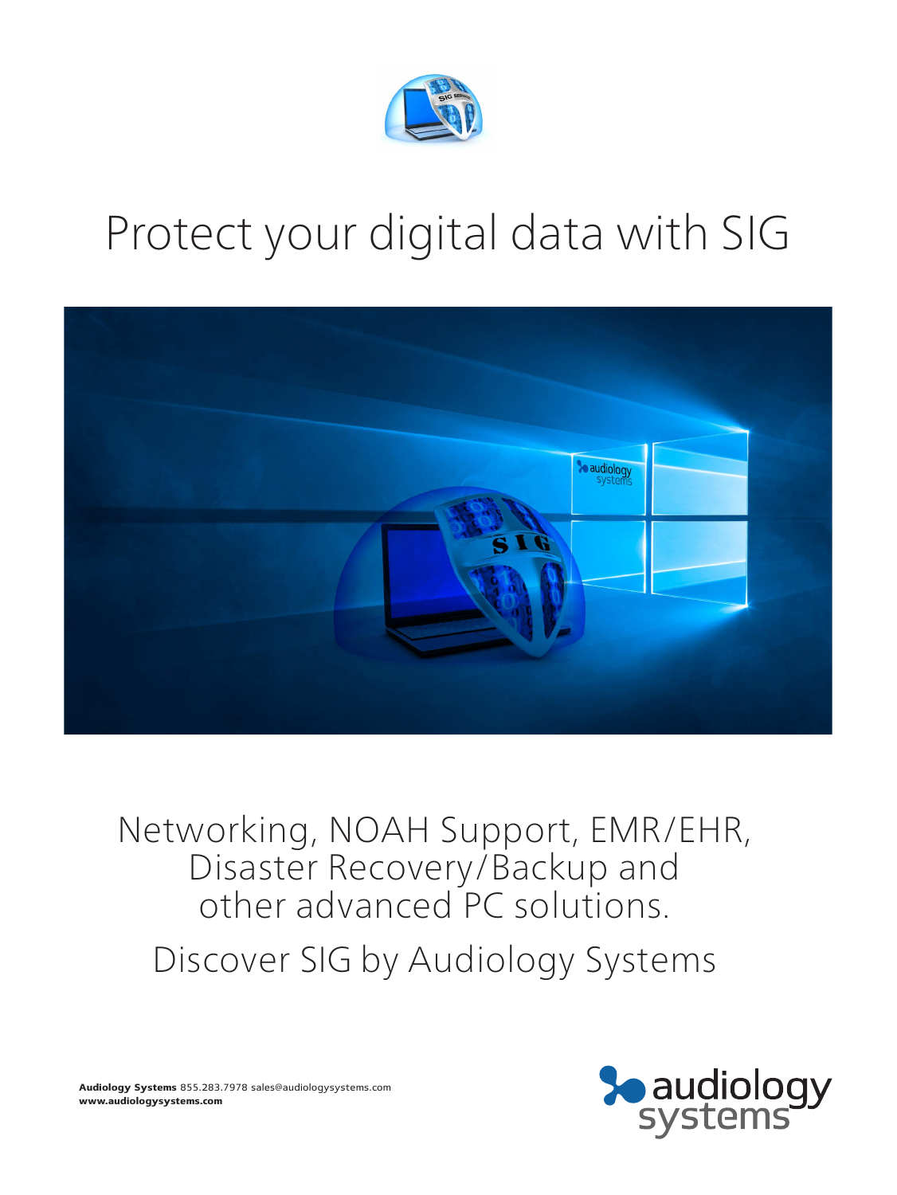# Protect your digital data with SIG

Networking, NOAH Support, EMR/EHR, Disaster Recovery/Backup and other advanced PC solutions.

Discover SIG by Audiology Systems

**Audiology Systems** 855.283.7978 sales@audiologysystems.com
**www.audiologysystems.com**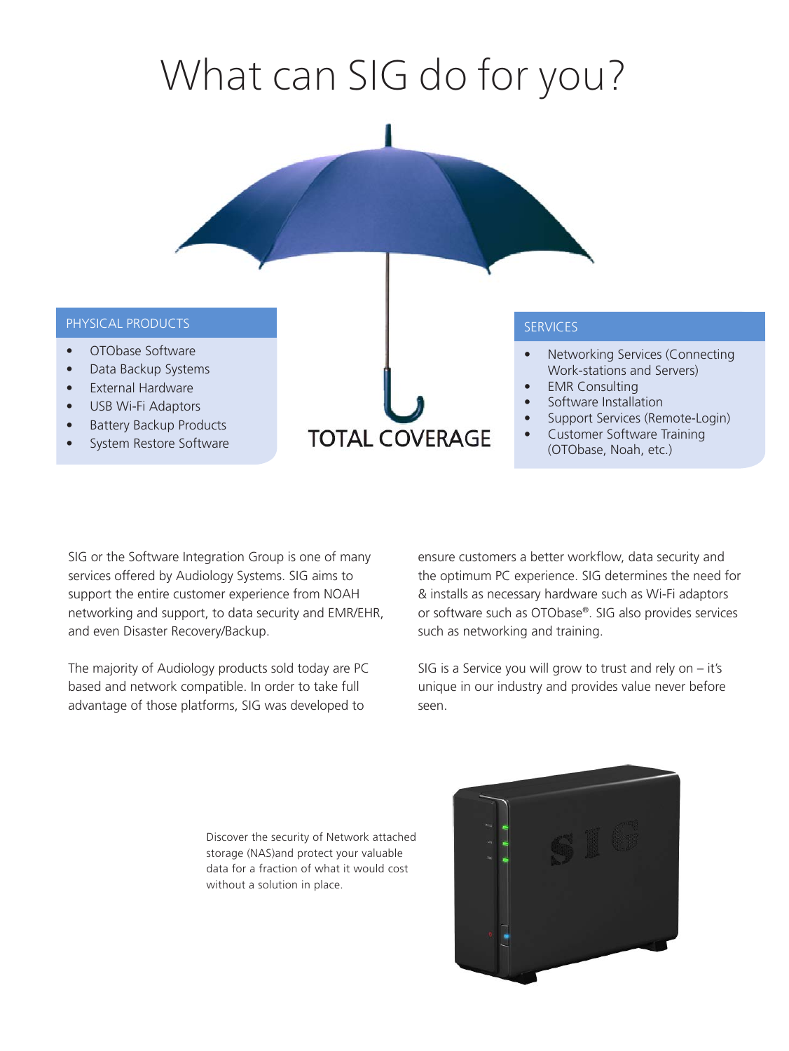# What can SIG do for you?

### PHYSICAL PRODUCTS

- OTObase Software
- Data Backup Systems
- External Hardware
- USB Wi-Fi Adaptors
- Battery Backup Products
- System Restore Software

**TOTAL COVERAGE**

### SERVICES

- Networking Services (Connecting Work-stations and Servers)
- EMR Consulting
- Software Installation
- Support Services (Remote-Login)
- Customer Software Training (OTObase, Noah, etc.)

SIG or the Software Integration Group is one of many services offered by Audiology Systems. SIG aims to support the entire customer experience from NOAH networking and support, to data security and EMR/EHR, and even Disaster Recovery/Backup.

The majority of Audiology products sold today are PC based and network compatible. In order to take full advantage of those platforms, SIG was developed to ensure customers a better workflow, data security and the optimum PC experience. SIG determines the need for & installs as necessary hardware such as Wi-Fi adaptors or software such as OTObase®. SIG also provides services such as networking and training.

SIG is a Service you will grow to trust and rely on – it's unique in our industry and provides value never before seen.

Discover the security of Network attached storage (NAS)and protect your valuable data for a fraction of what it would cost without a solution in place.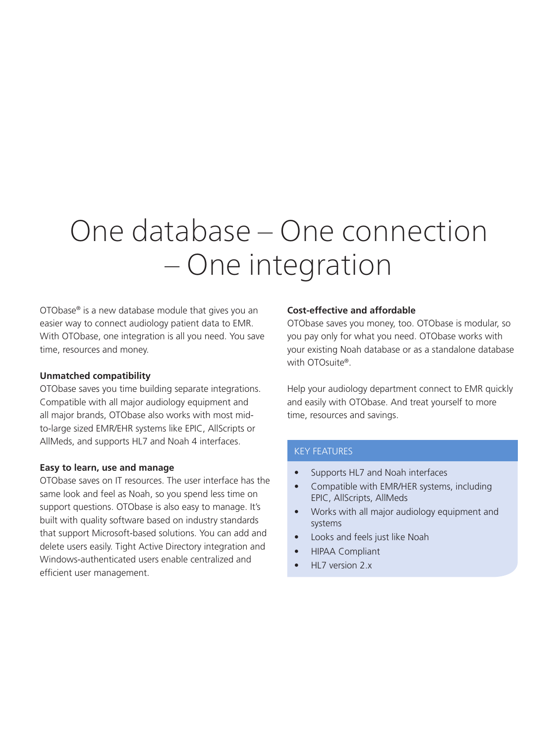# One database – One connection – One integration

OTObase® is a new database module that gives you an easier way to connect audiology patient data to EMR. With OTObase, one integration is all you need. You save time, resources and money.

**Unmatched compatibility**
OTObase saves you time building separate integrations. Compatible with all major audiology equipment and all major brands, OTObase also works with most mid-to-large sized EMR/EHR systems like EPIC, AllScripts or AllMeds, and supports HL7 and Noah 4 interfaces.

**Easy to learn, use and manage**
OTObase saves on IT resources. The user interface has the same look and feel as Noah, so you spend less time on support questions. OTObase is also easy to manage. It's built with quality software based on industry standards that support Microsoft-based solutions. You can add and delete users easily. Tight Active Directory integration and Windows-authenticated users enable centralized and efficient user management.

**Cost-effective and affordable**
OTObase saves you money, too. OTObase is modular, so you pay only for what you need. OTObase works with your existing Noah database or as a standalone database with OTOsuite®.

Help your audiology department connect to EMR quickly and easily with OTObase. And treat yourself to more time, resources and savings.

## KEY FEATURES

- Supports HL7 and Noah interfaces
- Compatible with EMR/HER systems, including EPIC, AllScripts, AllMeds
- Works with all major audiology equipment and systems
- Looks and feels just like Noah
- HIPAA Compliant
- HL7 version 2.x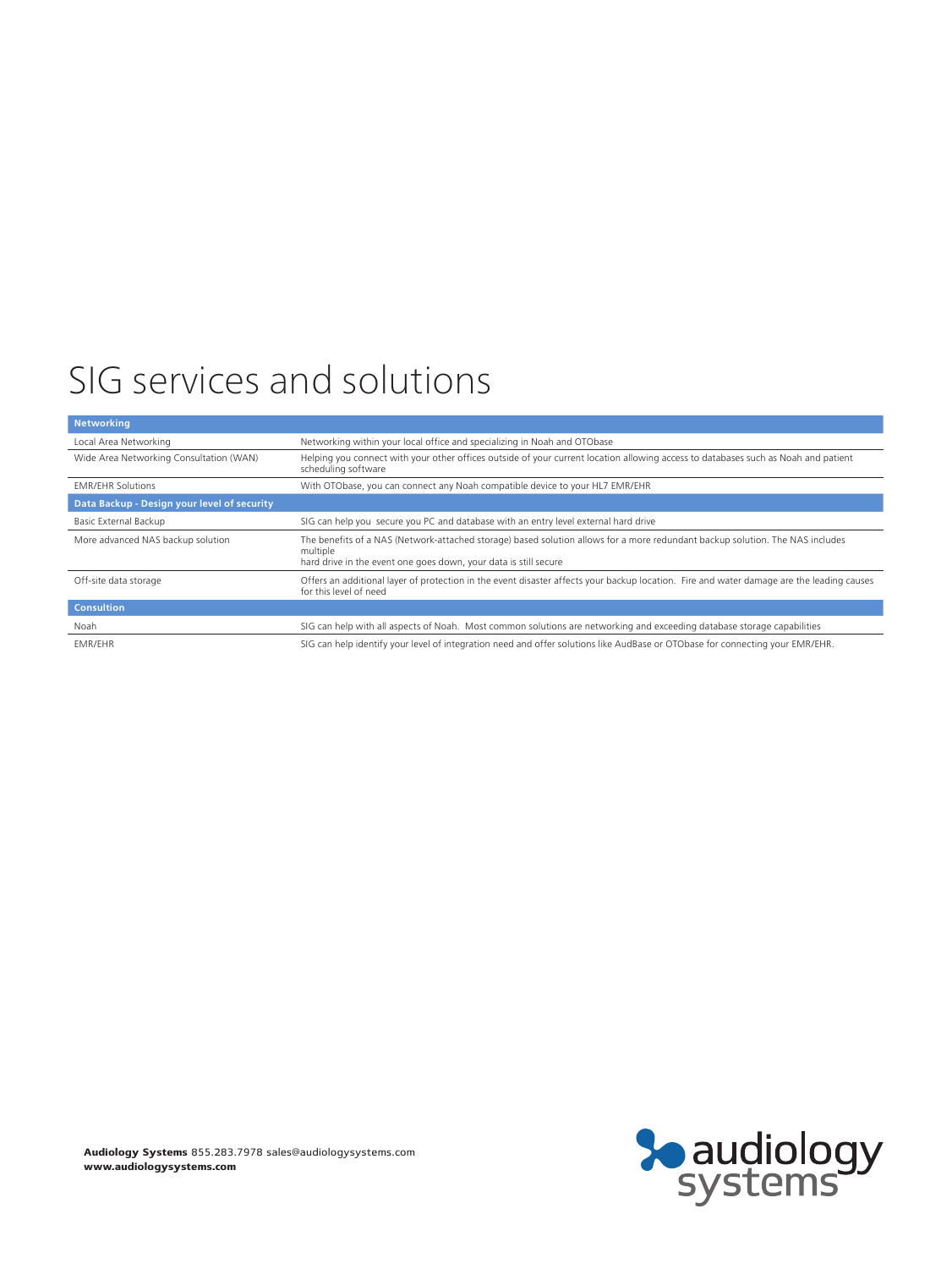# SIG services and solutions

| | |
|---|---|
| **Networking** | |
| Local Area Networking | Networking within your local office and specializing in Noah and OTObase |
| Wide Area Networking Consultation (WAN) | Helping you connect with your other offices outside of your current location allowing access to databases such as Noah and patient scheduling software |
| EMR/EHR Solutions | With OTObase, you can connect any Noah compatible device to your HL7 EMR/EHR |
| **Data Backup - Design your level of security** | |
| Basic External Backup | SIG can help you secure you PC and database with an entry level external hard drive |
| More advanced NAS backup solution | The benefits of a NAS (Network-attached storage) based solution allows for a more redundant backup solution. The NAS includes multiple hard drive in the event one goes down, your data is still secure |
| Off-site data storage | Offers an additional layer of protection in the event disaster affects your backup location. Fire and water damage are the leading causes for this level of need |
| **Consultion** | |
| Noah | SIG can help with all aspects of Noah. Most common solutions are networking and exceeding database storage capabilities |
| EMR/EHR | SIG can help identify your level of integration need and offer solutions like AudBase or OTObase for connecting your EMR/EHR. |

**Audiology Systems** 855.283.7978 sales@audiologysystems.com
**www.audiologysystems.com**

audiology systems